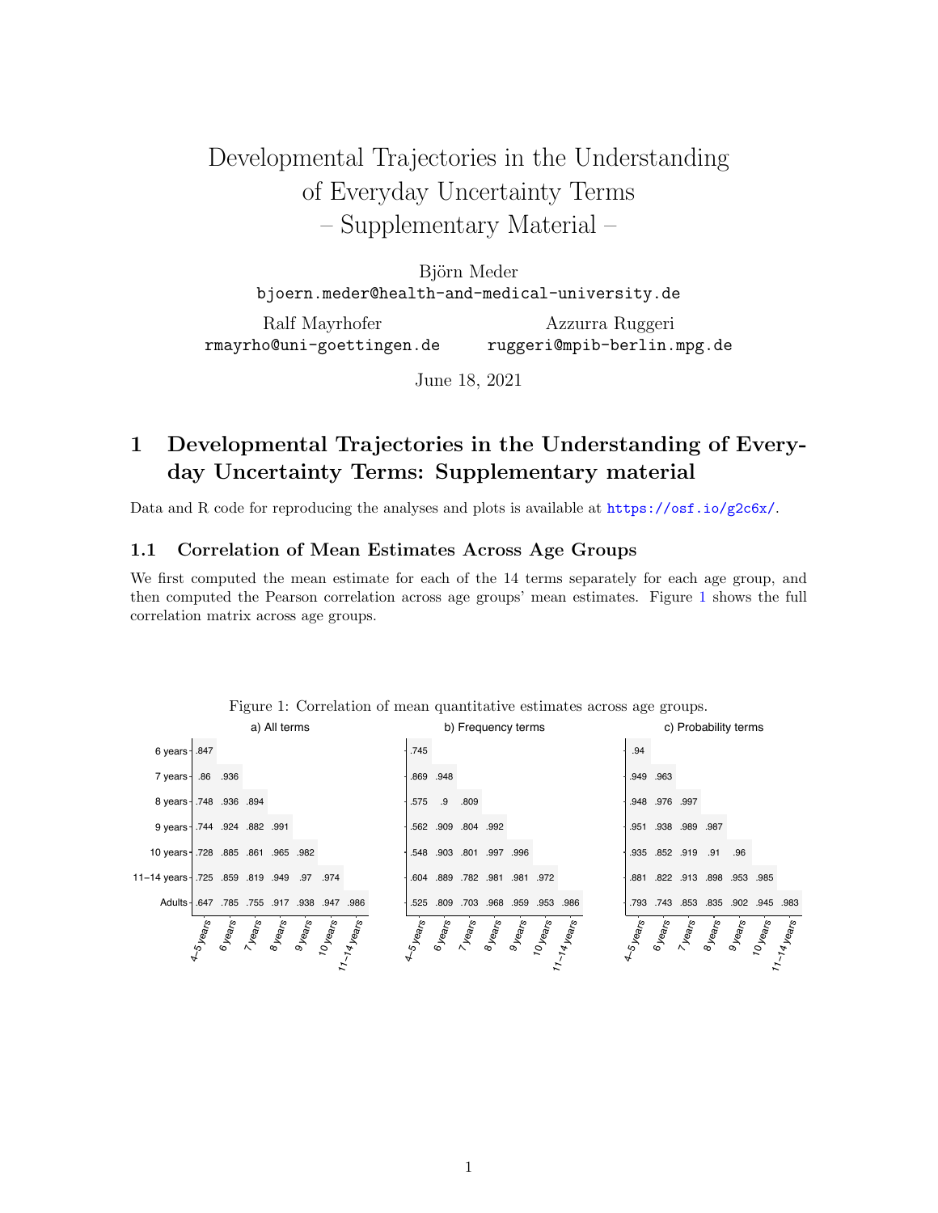# Developmental Trajectories in the Understanding of Everyday Uncertainty Terms – Supplementary Material –

Björn Meder
bjoern.meder@health-and-medical-university.de

Ralf Mayrhofer
rmayrho@uni-goettingen.de

Azzurra Ruggeri
ruggeri@mpib-berlin.mpg.de

June 18, 2021

## 1 Developmental Trajectories in the Understanding of Everyday Uncertainty Terms: Supplementary material

Data and R code for reproducing the analyses and plots is available at https://osf.io/g2c6x/.

### 1.1 Correlation of Mean Estimates Across Age Groups

We first computed the mean estimate for each of the 14 terms separately for each age group, and then computed the Pearson correlation across age groups' mean estimates. Figure 1 shows the full correlation matrix across age groups.

Figure 1: Correlation of mean quantitative estimates across age groups.

a) All terms

| | 4–5 years | 6 years | 7 years | 8 years | 9 years | 10 years | 11–14 years |
|---|---|---|---|---|---|---|---|
| 6 years | .847 | | | | | | |
| 7 years | .86 | .936 | | | | | |
| 8 years | .748 | .936 | .894 | | | | |
| 9 years | .744 | .924 | .882 | .991 | | | |
| 10 years | .728 | .885 | .861 | .965 | .982 | | |
| 11–14 years | .725 | .859 | .819 | .949 | .97 | .974 | |
| Adults | .647 | .785 | .755 | .917 | .938 | .947 | .986 |

b) Frequency terms

| | 4–5 years | 6 years | 7 years | 8 years | 9 years | 10 years | 11–14 years |
|---|---|---|---|---|---|---|---|
| 6 years | .745 | | | | | | |
| 7 years | .869 | .948 | | | | | |
| 8 years | .575 | .9 | .809 | | | | |
| 9 years | .562 | .909 | .804 | .992 | | | |
| 10 years | .548 | .903 | .801 | .997 | .996 | | |
| 11–14 years | .604 | .889 | .782 | .981 | .981 | .972 | |
| Adults | .525 | .809 | .703 | .968 | .959 | .953 | .986 |

c) Probability terms

| | 4–5 years | 6 years | 7 years | 8 years | 9 years | 10 years | 11–14 years |
|---|---|---|---|---|---|---|---|
| 6 years | .94 | | | | | | |
| 7 years | .949 | .963 | | | | | |
| 8 years | .948 | .976 | .997 | | | | |
| 9 years | .951 | .938 | .989 | .987 | | | |
| 10 years | .935 | .852 | .919 | .91 | .96 | | |
| 11–14 years | .881 | .822 | .913 | .898 | .953 | .985 | |
| Adults | .793 | .743 | .853 | .835 | .902 | .945 | .983 |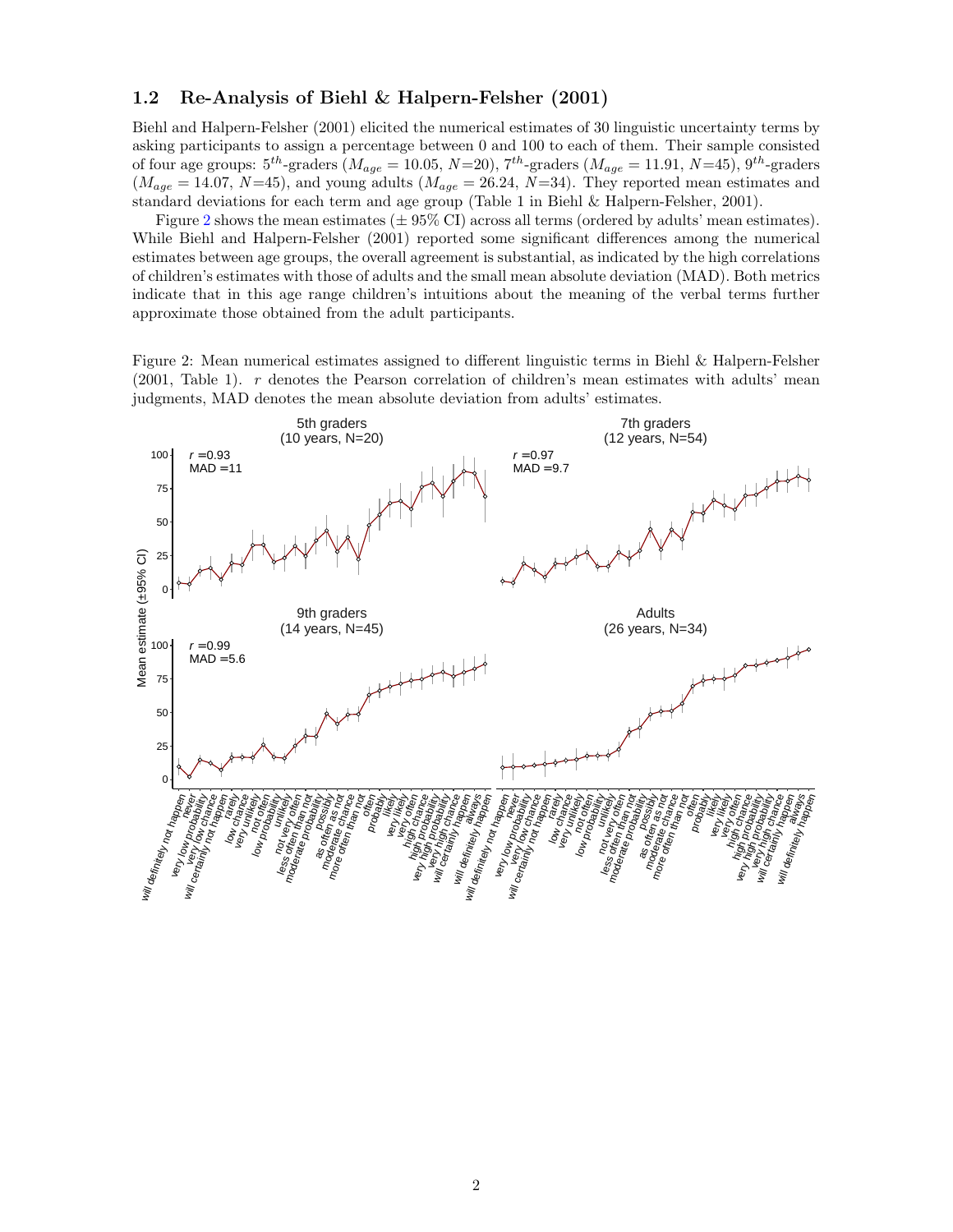## 1.2 Re-Analysis of Biehl & Halpern-Felsher (2001)

Biehl and Halpern-Felsher (2001) elicited the numerical estimates of 30 linguistic uncertainty terms by asking participants to assign a percentage between 0 and 100 to each of them. Their sample consisted of four age groups: $5^{th}$-graders ($M_{age} = 10.05$, $N$=20), $7^{th}$-graders ($M_{age} = 11.91$, $N$=45), $9^{th}$-graders ($M_{age} = 14.07$, $N$=45), and young adults ($M_{age} = 26.24$, $N$=34). They reported mean estimates and standard deviations for each term and age group (Table 1 in Biehl & Halpern-Felsher, 2001).

Figure 2 shows the mean estimates ($\pm$ 95% CI) across all terms (ordered by adults' mean estimates). While Biehl and Halpern-Felsher (2001) reported some significant differences among the numerical estimates between age groups, the overall agreement is substantial, as indicated by the high correlations of children's estimates with those of adults and the small mean absolute deviation (MAD). Both metrics indicate that in this age range children's intuitions about the meaning of the verbal terms further approximate those obtained from the adult participants.

Figure 2: Mean numerical estimates assigned to different linguistic terms in Biehl & Halpern-Felsher (2001, Table 1). $r$ denotes the Pearson correlation of children's mean estimates with adults' mean judgments, MAD denotes the mean absolute deviation from adults' estimates.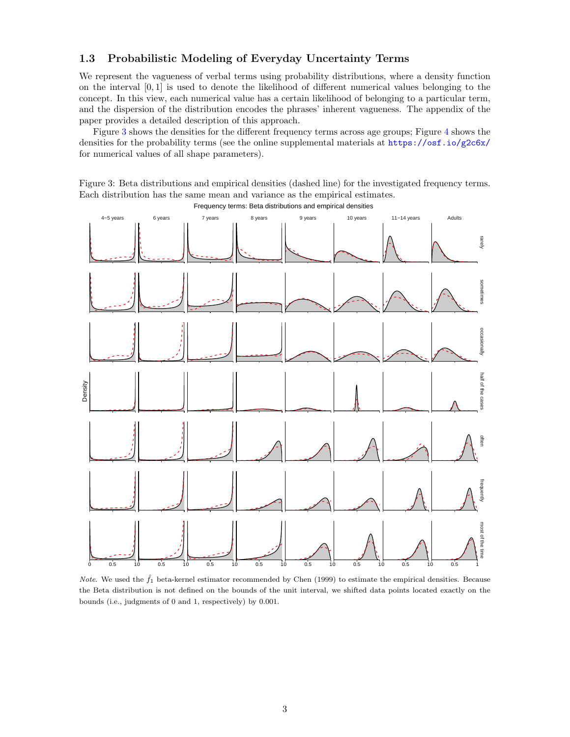## 1.3 Probabilistic Modeling of Everyday Uncertainty Terms

We represent the vagueness of verbal terms using probability distributions, where a density function on the interval $[0, 1]$ is used to denote the likelihood of different numerical values belonging to the concept. In this view, each numerical value has a certain likelihood of belonging to a particular term, and the dispersion of the distribution encodes the phrases' inherent vagueness. The appendix of the paper provides a detailed description of this approach.

Figure 3 shows the densities for the different frequency terms across age groups; Figure 4 shows the densities for the probability terms (see the online supplemental materials at https://osf.io/g2c6x/ for numerical values of all shape parameters).

Figure 3: Beta distributions and empirical densities (dashed line) for the investigated frequency terms. Each distribution has the same mean and variance as the empirical estimates.

*Note.* We used the $\hat{f}_1$ beta-kernel estimator recommended by Chen (1999) to estimate the empirical densities. Because the Beta distribution is not defined on the bounds of the unit interval, we shifted data points located exactly on the bounds (i.e., judgments of 0 and 1, respectively) by 0.001.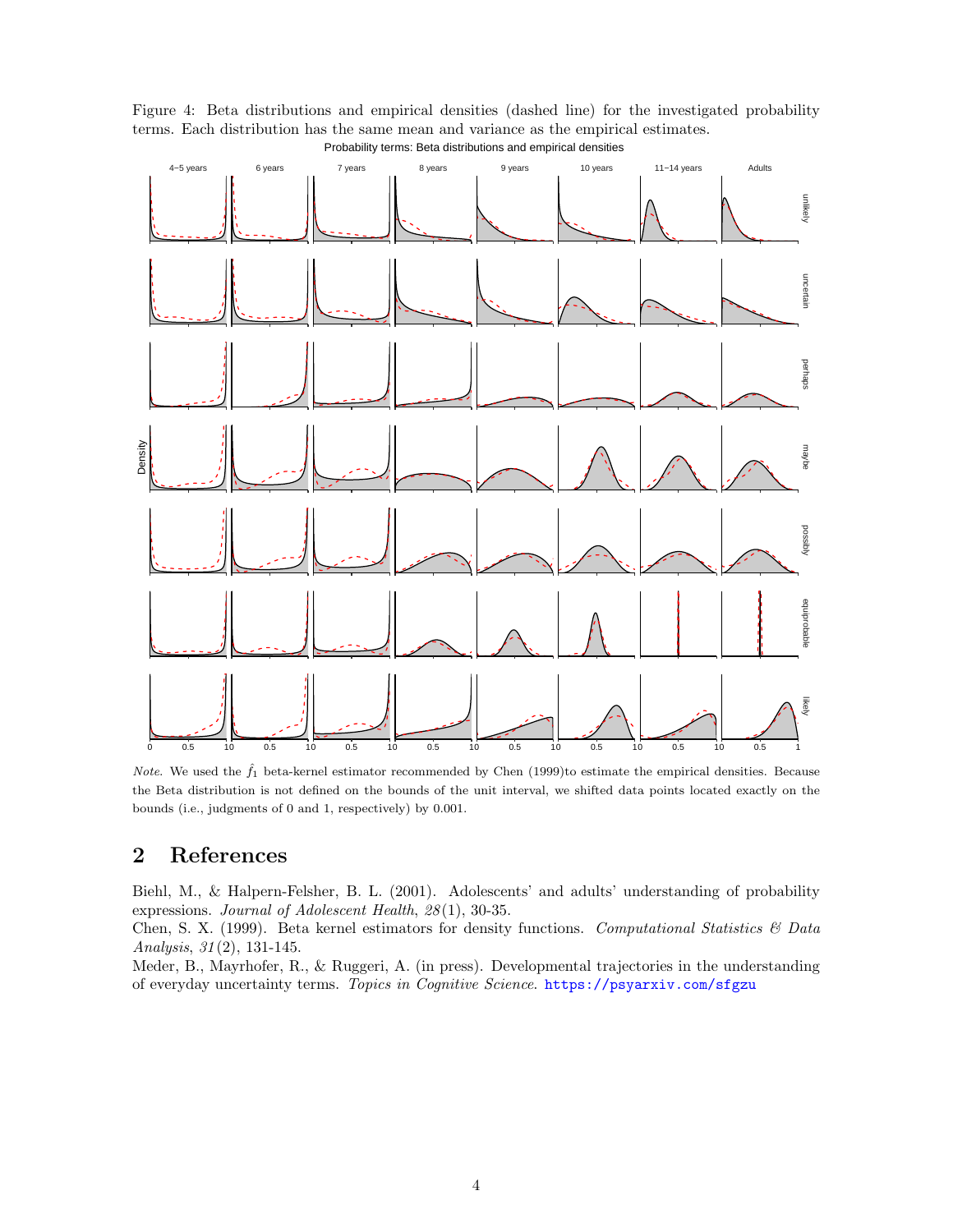Figure 4: Beta distributions and empirical densities (dashed line) for the investigated probability terms. Each distribution has the same mean and variance as the empirical estimates.

Probability terms: Beta distributions and empirical densities

4–5 years
6 years
7 years
8 years
9 years
10 years
11–14 years
Adults

unlikely
uncertain
perhaps
maybe
possibly
equiprobable
likely

Density

0
0.5
1

*Note.* We used the $\hat{f}_1$ beta-kernel estimator recommended by Chen (1999)to estimate the empirical densities. Because the Beta distribution is not defined on the bounds of the unit interval, we shifted data points located exactly on the bounds (i.e., judgments of 0 and 1, respectively) by 0.001.

## 2 References

Biehl, M., & Halpern-Felsher, B. L. (2001). Adolescents' and adults' understanding of probability expressions. *Journal of Adolescent Health*, *28*(1), 30-35.

Chen, S. X. (1999). Beta kernel estimators for density functions. *Computational Statistics & Data Analysis*, *31*(2), 131-145.

Meder, B., Mayrhofer, R., & Ruggeri, A. (in press). Developmental trajectories in the understanding of everyday uncertainty terms. *Topics in Cognitive Science*. https://psyarxiv.com/sfgzu